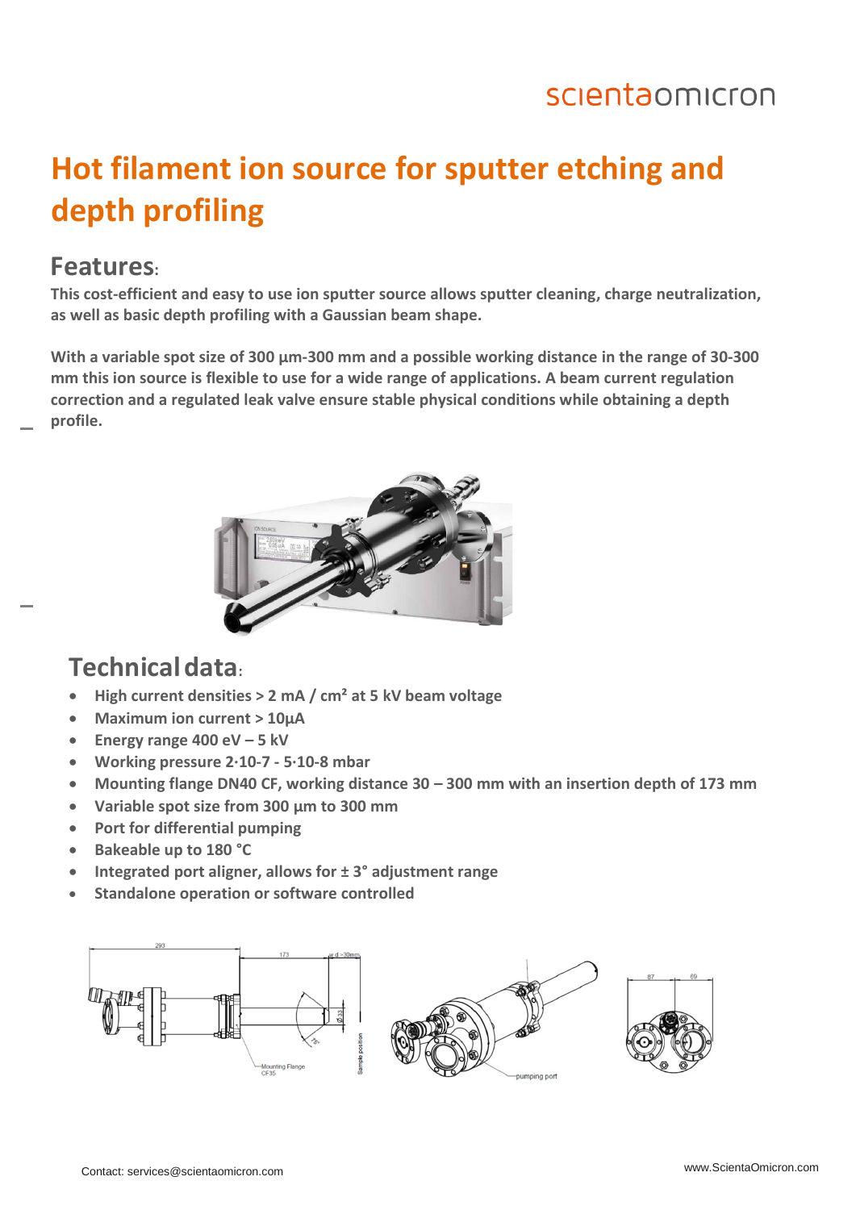scientaomicron

# Hot filament ion source for sputter etching and depth profiling

## Features:

**This cost-efficient and easy to use ion sputter source allows sputter cleaning, charge neutralization, as well as basic depth profiling with a Gaussian beam shape.**

**With a variable spot size of 300 µm-300 mm and a possible working distance in the range of 30-300 mm this ion source is flexible to use for a wide range of applications. A beam current regulation correction and a regulated leak valve ensure stable physical conditions while obtaining a depth profile.**

## Technical data:

- **High current densities > 2 mA / cm² at 5 kV beam voltage**
- **Maximum ion current > 10µA**
- **Energy range 400 eV – 5 kV**
- **Working pressure 2·10-7 - 5·10-8 mbar**
- **Mounting flange DN40 CF, working distance 30 – 300 mm with an insertion depth of 173 mm**
- **Variable spot size from 300 µm to 300 mm**
- **Port for differential pumping**
- **Bakeable up to 180 °C**
- **Integrated port aligner, allows for ± 3° adjustment range**
- **Standalone operation or software controlled**

Contact: services@scientaomicron.com

www.ScientaOmicron.com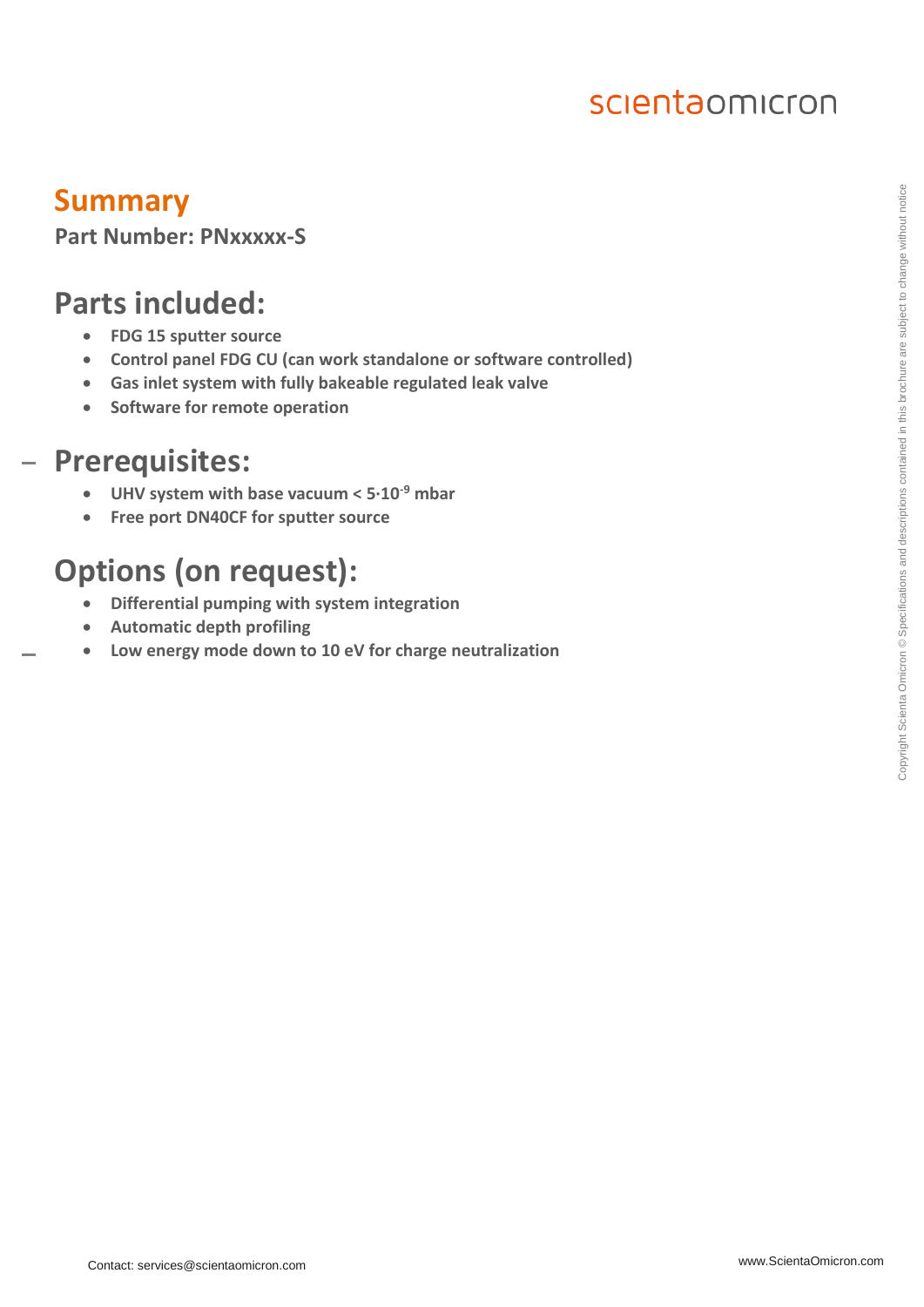## Summary

**Part Number: PNxxxxx-S**

## Parts included:

- **FDG 15 sputter source**
- **Control panel FDG CU (can work standalone or software controlled)**
- **Gas inlet system with fully bakeable regulated leak valve**
- **Software for remote operation**

## Prerequisites:

- **UHV system with base vacuum < $5 \cdot 10^{-9}$ mbar**
- **Free port DN40CF for sputter source**

## Options (on request):

- **Differential pumping with system integration**
- **Automatic depth profiling**
- **Low energy mode down to 10 eV for charge neutralization**